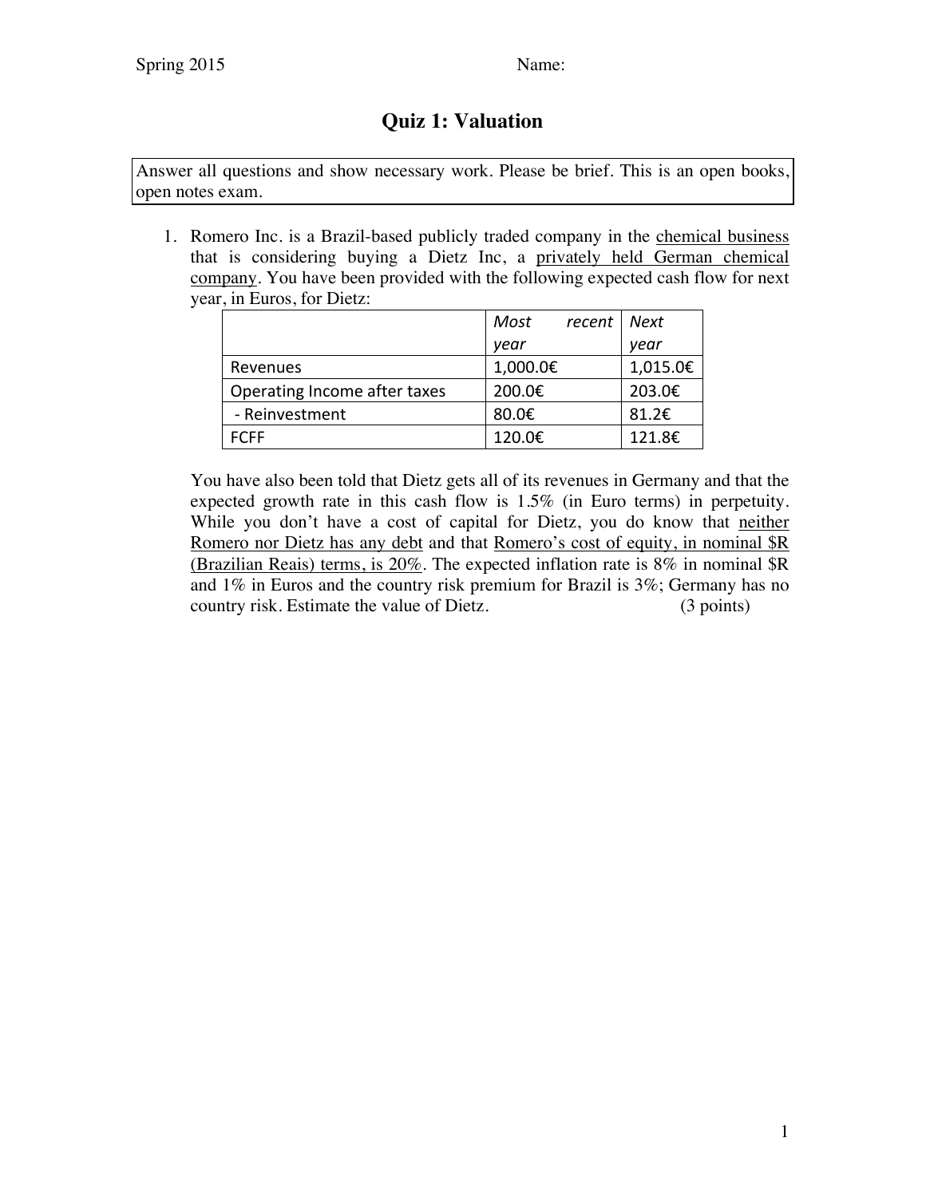Spring 2015 Name:

# Quiz 1: Valuation

Answer all questions and show necessary work. Please be brief. This is an open books, open notes exam.

1. Romero Inc. is a Brazil-based publicly traded company in the chemical business that is considering buying a Dietz Inc, a privately held German chemical company. You have been provided with the following expected cash flow for next year, in Euros, for Dietz:

| | *Most recent year* | *Next year* |
|---|---|---|
| Revenues | 1,000.0€ | 1,015.0€ |
| Operating Income after taxes | 200.0€ | 203.0€ |
| - Reinvestment | 80.0€ | 81.2€ |
| FCFF | 120.0€ | 121.8€ |

   You have also been told that Dietz gets all of its revenues in Germany and that the expected growth rate in this cash flow is 1.5% (in Euro terms) in perpetuity. While you don't have a cost of capital for Dietz, you do know that neither Romero nor Dietz has any debt and that Romero's cost of equity, in nominal $R (Brazilian Reais) terms, is 20%. The expected inflation rate is 8% in nominal $R and 1% in Euros and the country risk premium for Brazil is 3%; Germany has no country risk. Estimate the value of Dietz. (3 points)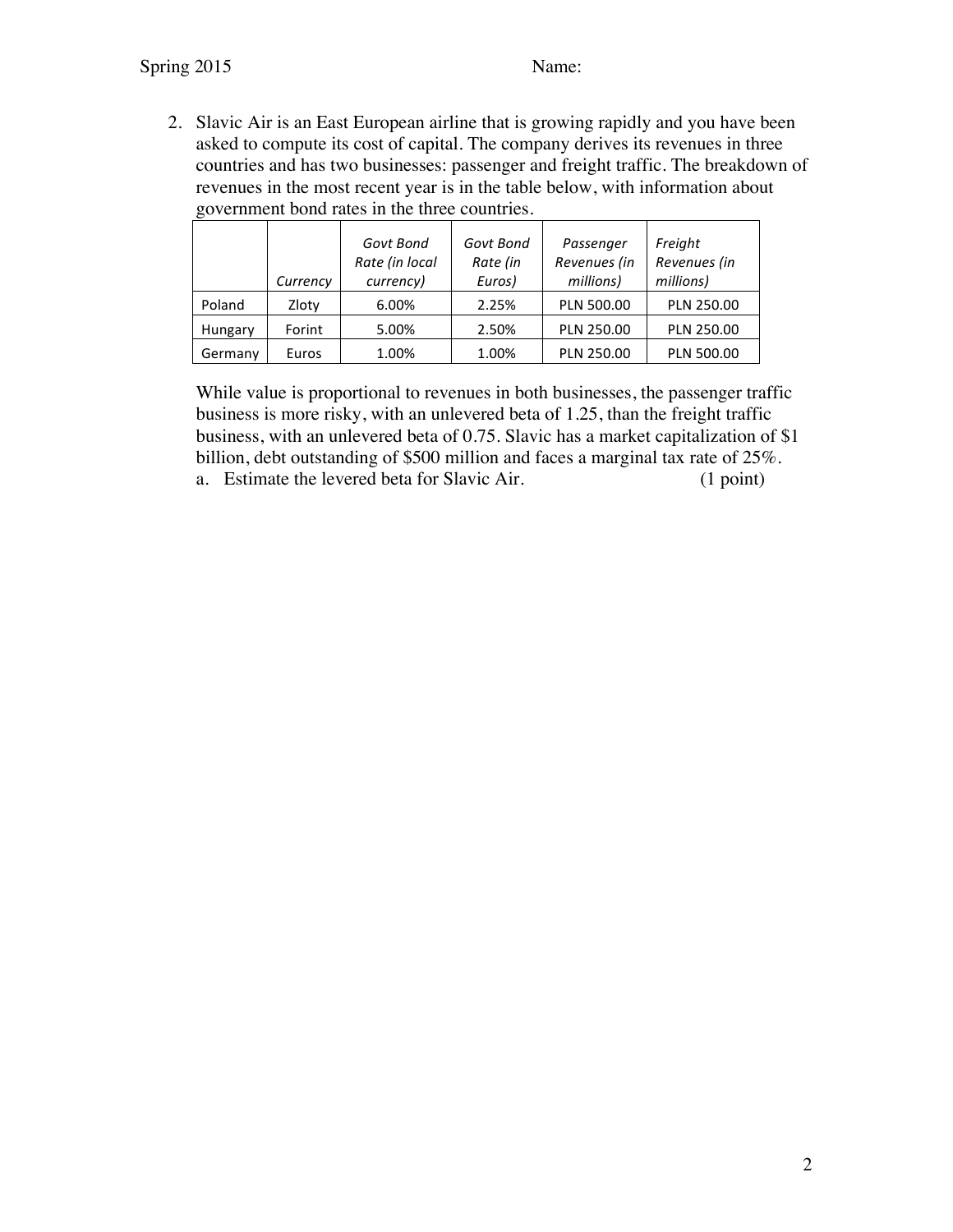2. Slavic Air is an East European airline that is growing rapidly and you have been asked to compute its cost of capital. The company derives its revenues in three countries and has two businesses: passenger and freight traffic. The breakdown of revenues in the most recent year is in the table below, with information about government bond rates in the three countries.

| | *Currency* | *Govt Bond Rate (in local currency)* | *Govt Bond Rate (in Euros)* | *Passenger Revenues (in millions)* | *Freight Revenues (in millions)* |
|---|---|---|---|---|---|
| Poland | Zloty | 6.00% | 2.25% | PLN 500.00 | PLN 250.00 |
| Hungary | Forint | 5.00% | 2.50% | PLN 250.00 | PLN 250.00 |
| Germany | Euros | 1.00% | 1.00% | PLN 250.00 | PLN 500.00 |

While value is proportional to revenues in both businesses, the passenger traffic business is more risky, with an unlevered beta of 1.25, than the freight traffic business, with an unlevered beta of 0.75. Slavic has a market capitalization of $1 billion, debt outstanding of $500 million and faces a marginal tax rate of 25%.

a. Estimate the levered beta for Slavic Air. (1 point)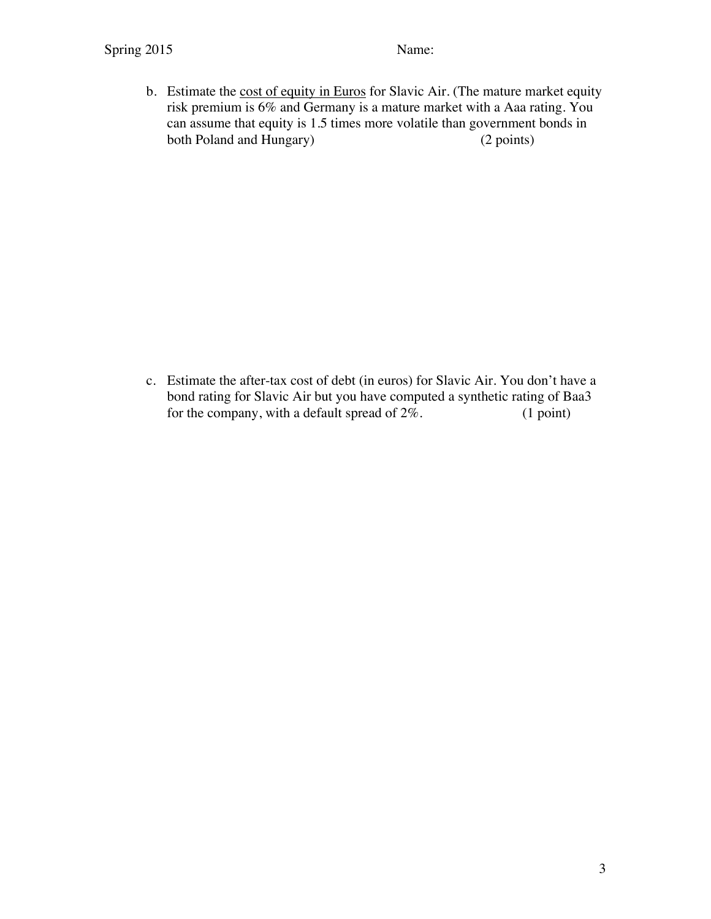b. Estimate the <u>cost of equity in Euros</u> for Slavic Air. (The mature market equity risk premium is 6% and Germany is a mature market with a Aaa rating. You can assume that equity is 1.5 times more volatile than government bonds in both Poland and Hungary) (2 points)

c. Estimate the after-tax cost of debt (in euros) for Slavic Air. You don't have a bond rating for Slavic Air but you have computed a synthetic rating of Baa3 for the company, with a default spread of 2%. (1 point)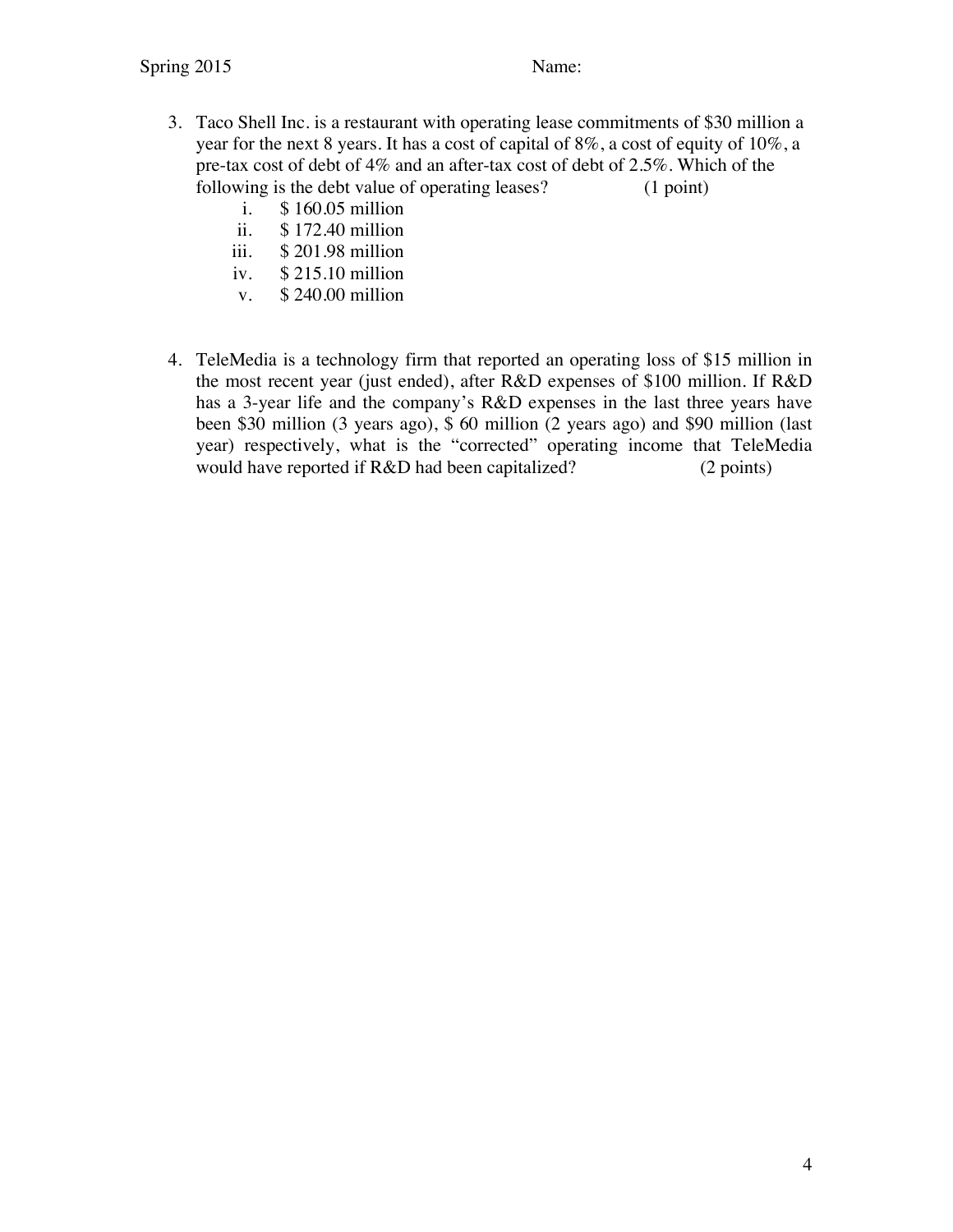3. Taco Shell Inc. is a restaurant with operating lease commitments of $30 million a year for the next 8 years. It has a cost of capital of 8%, a cost of equity of 10%, a pre-tax cost of debt of 4% and an after-tax cost of debt of 2.5%. Which of the following is the debt value of operating leases? (1 point)
   i. $ 160.05 million
   ii. $ 172.40 million
   iii. $ 201.98 million
   iv. $ 215.10 million
   v. $ 240.00 million

4. TeleMedia is a technology firm that reported an operating loss of $15 million in the most recent year (just ended), after R&D expenses of $100 million. If R&D has a 3-year life and the company's R&D expenses in the last three years have been $30 million (3 years ago), $ 60 million (2 years ago) and $90 million (last year) respectively, what is the "corrected" operating income that TeleMedia would have reported if R&D had been capitalized? (2 points)